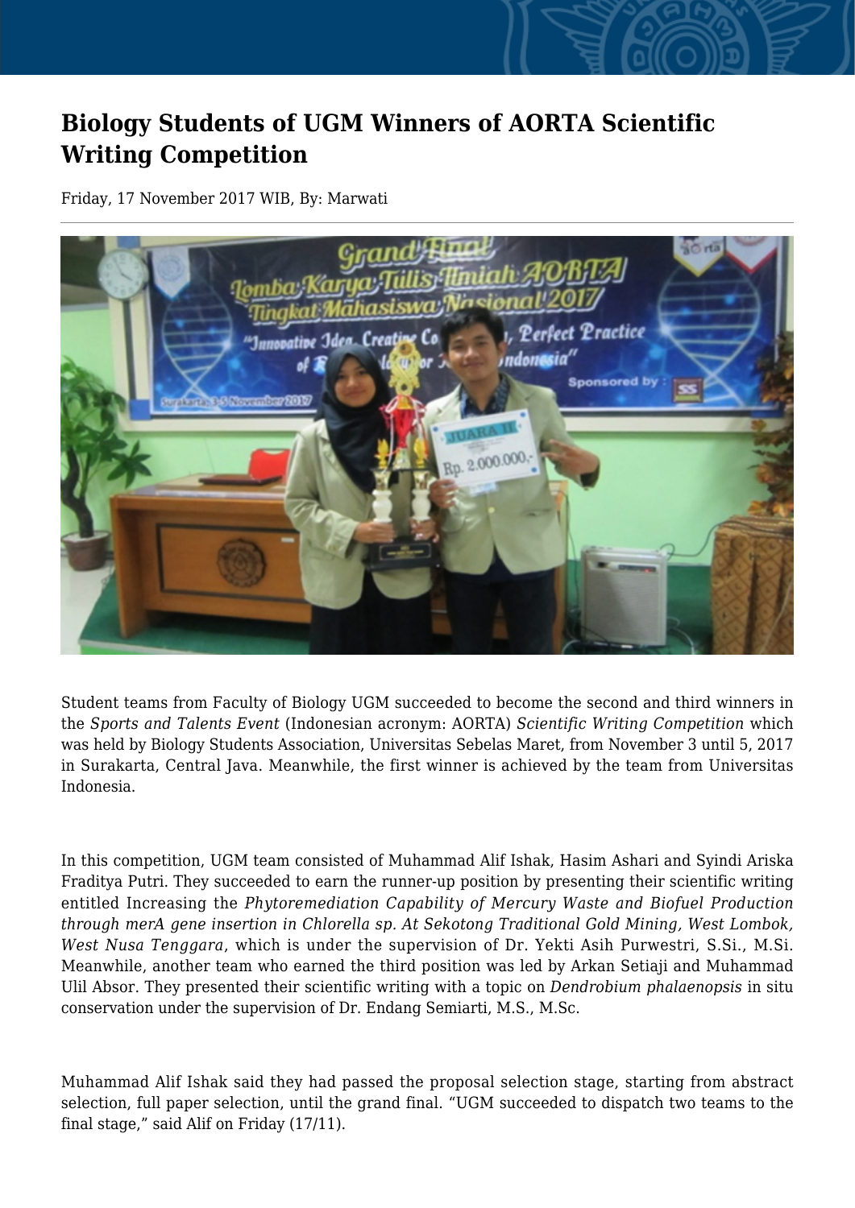# Biology Students of UGM Winners of AORTA Scientific Writing Competition

Friday, 17 November 2017 WIB, By: Marwati

Student teams from Faculty of Biology UGM succeeded to become the second and third winners in the *Sports and Talents Event* (Indonesian acronym: AORTA) *Scientific Writing Competition* which was held by Biology Students Association, Universitas Sebelas Maret, from November 3 until 5, 2017 in Surakarta, Central Java. Meanwhile, the first winner is achieved by the team from Universitas Indonesia.

In this competition, UGM team consisted of Muhammad Alif Ishak, Hasim Ashari and Syindi Ariska Fraditya Putri. They succeeded to earn the runner-up position by presenting their scientific writing entitled Increasing the *Phytoremediation Capability of Mercury Waste and Biofuel Production through merA gene insertion in Chlorella sp. At Sekotong Traditional Gold Mining, West Lombok, West Nusa Tenggara*, which is under the supervision of Dr. Yekti Asih Purwestri, S.Si., M.Si. Meanwhile, another team who earned the third position was led by Arkan Setiaji and Muhammad Ulil Absor. They presented their scientific writing with a topic on *Dendrobium phalaenopsis* in situ conservation under the supervision of Dr. Endang Semiarti, M.S., M.Sc.

Muhammad Alif Ishak said they had passed the proposal selection stage, starting from abstract selection, full paper selection, until the grand final. "UGM succeeded to dispatch two teams to the final stage," said Alif on Friday (17/11).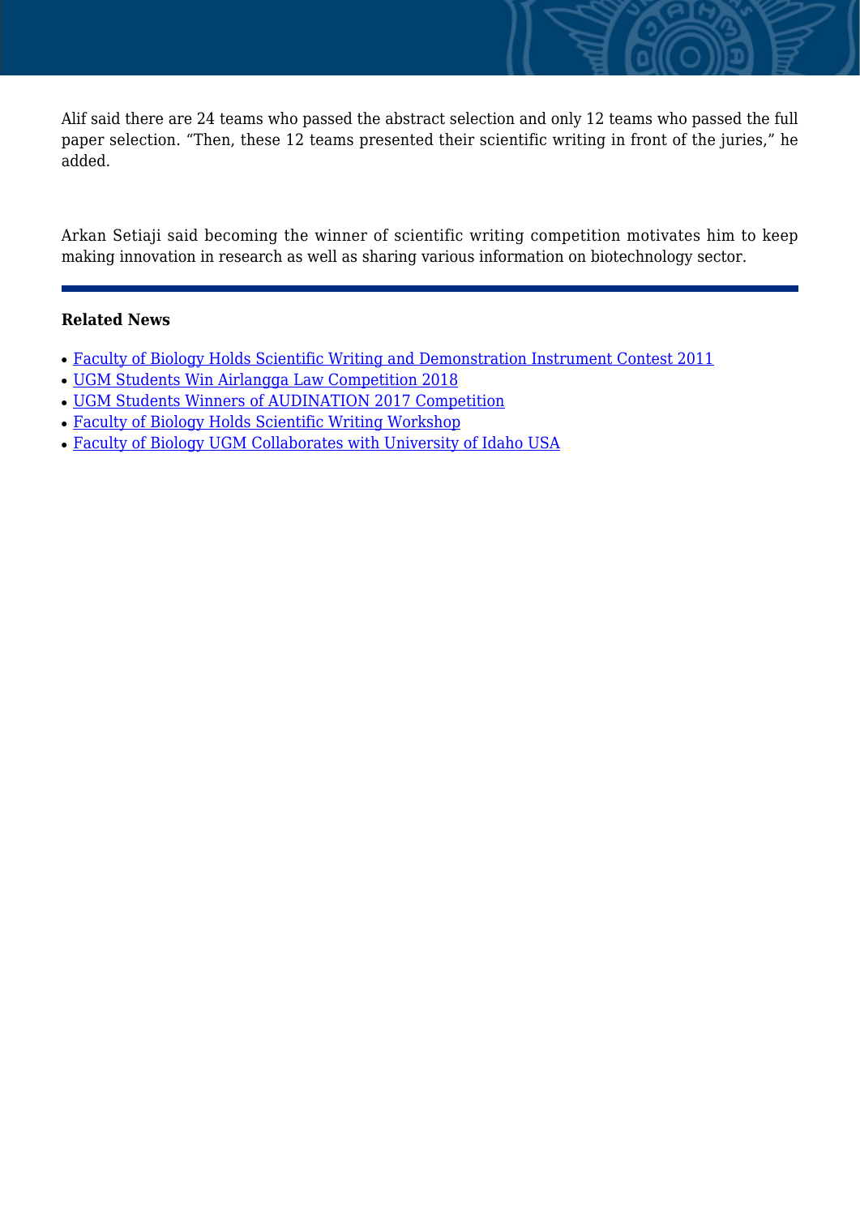Alif said there are 24 teams who passed the abstract selection and only 12 teams who passed the full paper selection. “Then, these 12 teams presented their scientific writing in front of the juries,” he added.

Arkan Setiaji said becoming the winner of scientific writing competition motivates him to keep making innovation in research as well as sharing various information on biotechnology sector.

---

**Related News**

- Faculty of Biology Holds Scientific Writing and Demonstration Instrument Contest 2011
- UGM Students Win Airlangga Law Competition 2018
- UGM Students Winners of AUDINATION 2017 Competition
- Faculty of Biology Holds Scientific Writing Workshop
- Faculty of Biology UGM Collaborates with University of Idaho USA